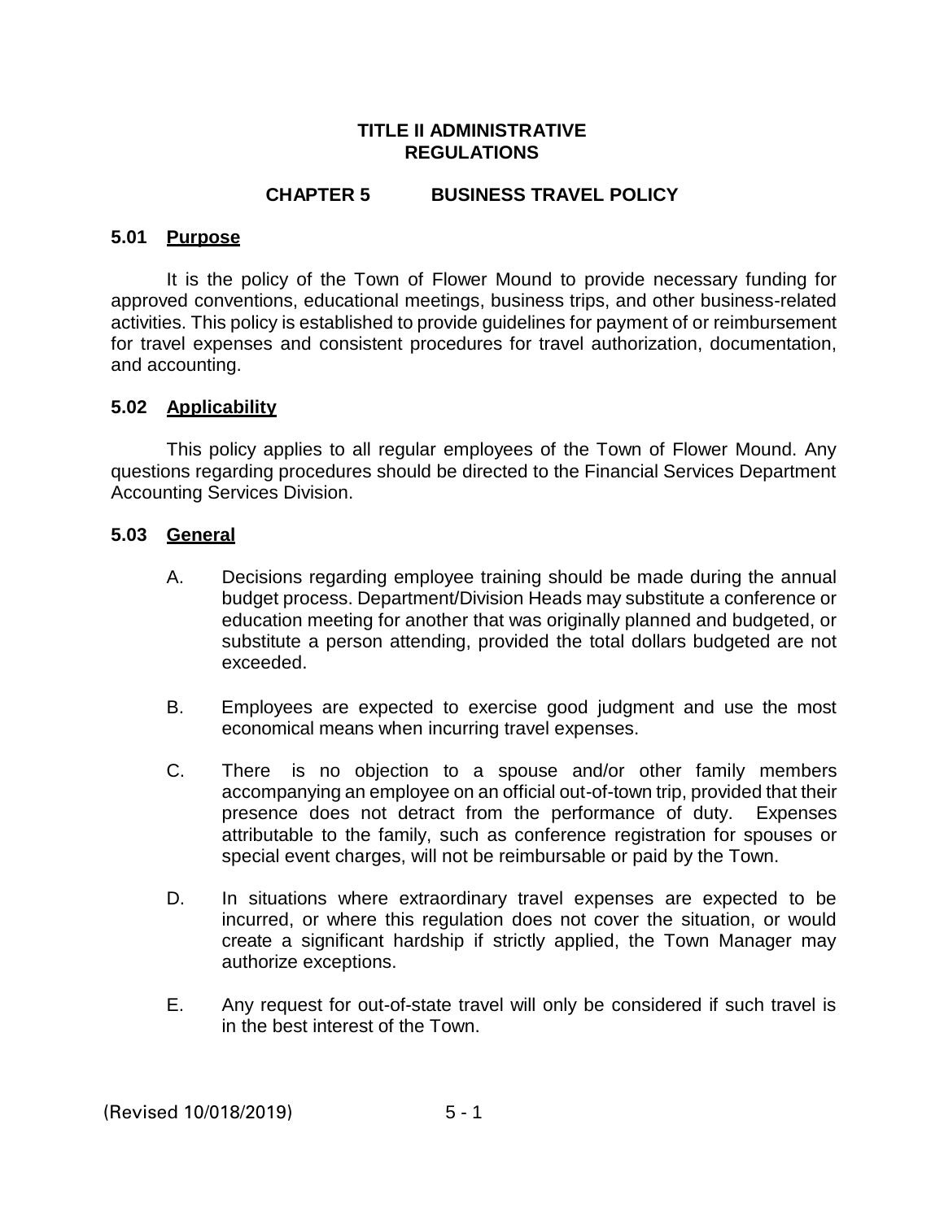# TITLE II ADMINISTRATIVE REGULATIONS

## CHAPTER 5 BUSINESS TRAVEL POLICY

### 5.01 Purpose

It is the policy of the Town of Flower Mound to provide necessary funding for approved conventions, educational meetings, business trips, and other business-related activities. This policy is established to provide guidelines for payment of or reimbursement for travel expenses and consistent procedures for travel authorization, documentation, and accounting.

### 5.02 Applicability

This policy applies to all regular employees of the Town of Flower Mound. Any questions regarding procedures should be directed to the Financial Services Department Accounting Services Division.

### 5.03 General

A. Decisions regarding employee training should be made during the annual budget process. Department/Division Heads may substitute a conference or education meeting for another that was originally planned and budgeted, or substitute a person attending, provided the total dollars budgeted are not exceeded.

B. Employees are expected to exercise good judgment and use the most economical means when incurring travel expenses.

C. There is no objection to a spouse and/or other family members accompanying an employee on an official out-of-town trip, provided that their presence does not detract from the performance of duty. Expenses attributable to the family, such as conference registration for spouses or special event charges, will not be reimbursable or paid by the Town.

D. In situations where extraordinary travel expenses are expected to be incurred, or where this regulation does not cover the situation, or would create a significant hardship if strictly applied, the Town Manager may authorize exceptions.

E. Any request for out-of-state travel will only be considered if such travel is in the best interest of the Town.

(Revised 10/018/2019)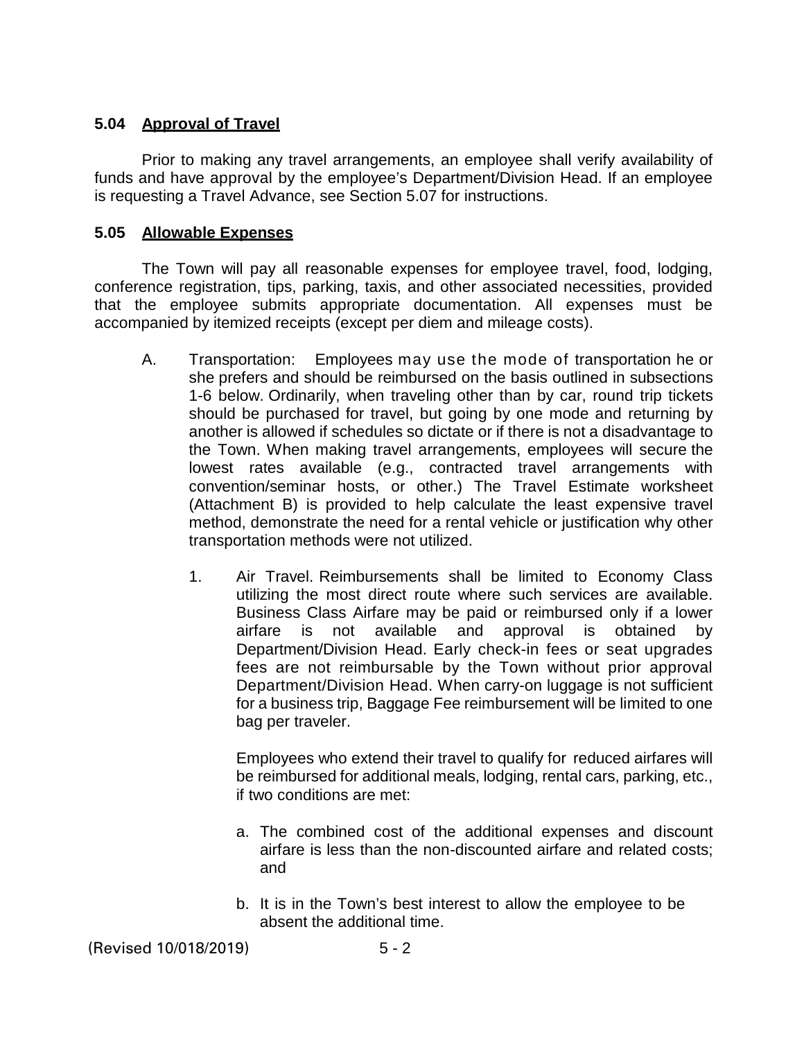### 5.04 <u>Approval of Travel</u>

Prior to making any travel arrangements, an employee shall verify availability of funds and have approval by the employee's Department/Division Head. If an employee is requesting a Travel Advance, see Section 5.07 for instructions.

### 5.05 <u>Allowable Expenses</u>

The Town will pay all reasonable expenses for employee travel, food, lodging, conference registration, tips, parking, taxis, and other associated necessities, provided that the employee submits appropriate documentation. All expenses must be accompanied by itemized receipts (except per diem and mileage costs).

A. Transportation: Employees may use the mode of transportation he or she prefers and should be reimbursed on the basis outlined in subsections 1-6 below. Ordinarily, when traveling other than by car, round trip tickets should be purchased for travel, but going by one mode and returning by another is allowed if schedules so dictate or if there is not a disadvantage to the Town. When making travel arrangements, employees will secure the lowest rates available (e.g., contracted travel arrangements with convention/seminar hosts, or other.) The Travel Estimate worksheet (Attachment B) is provided to help calculate the least expensive travel method, demonstrate the need for a rental vehicle or justification why other transportation methods were not utilized.

   1. Air Travel. Reimbursements shall be limited to Economy Class utilizing the most direct route where such services are available. Business Class Airfare may be paid or reimbursed only if a lower airfare is not available and approval is obtained by Department/Division Head. Early check-in fees or seat upgrades fees are not reimbursable by the Town without prior approval Department/Division Head. When carry-on luggage is not sufficient for a business trip, Baggage Fee reimbursement will be limited to one bag per traveler.

      Employees who extend their travel to qualify for reduced airfares will be reimbursed for additional meals, lodging, rental cars, parking, etc., if two conditions are met:

      a. The combined cost of the additional expenses and discount airfare is less than the non-discounted airfare and related costs; and

      b. It is in the Town's best interest to allow the employee to be absent the additional time.

(Revised 10/018/2019)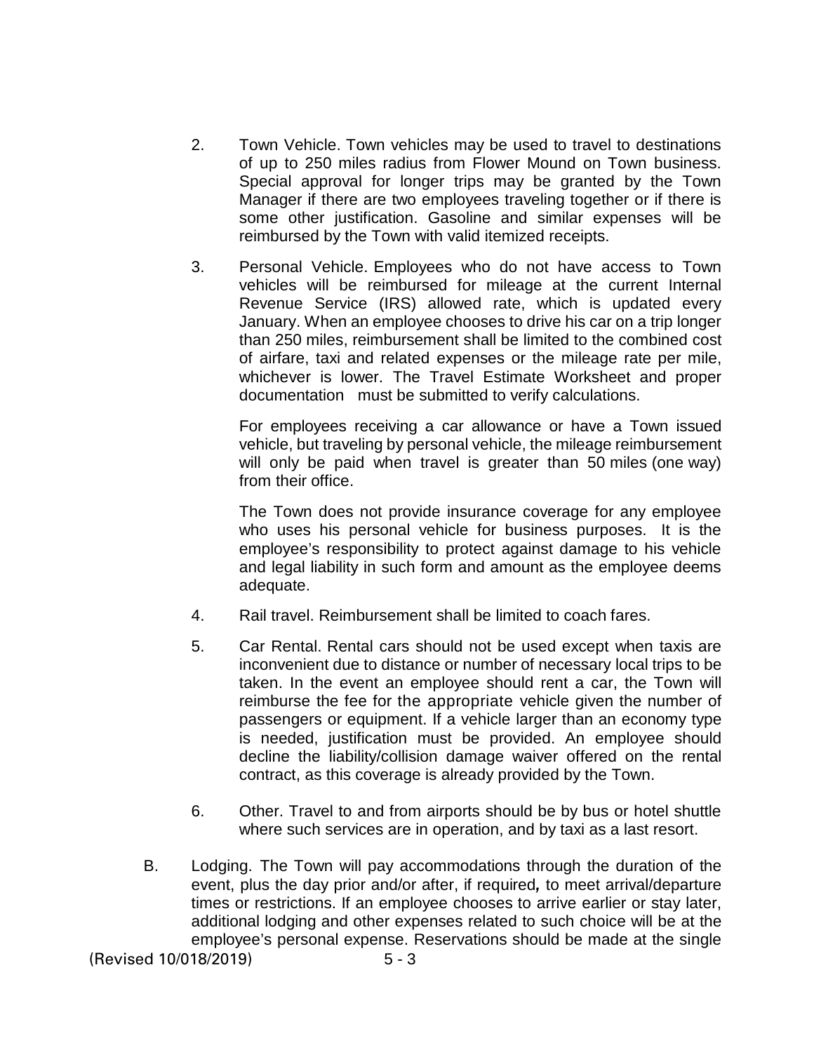2. Town Vehicle. Town vehicles may be used to travel to destinations of up to 250 miles radius from Flower Mound on Town business. Special approval for longer trips may be granted by the Town Manager if there are two employees traveling together or if there is some other justification. Gasoline and similar expenses will be reimbursed by the Town with valid itemized receipts.

3. Personal Vehicle. Employees who do not have access to Town vehicles will be reimbursed for mileage at the current Internal Revenue Service (IRS) allowed rate, which is updated every January. When an employee chooses to drive his car on a trip longer than 250 miles, reimbursement shall be limited to the combined cost of airfare, taxi and related expenses or the mileage rate per mile, whichever is lower. The Travel Estimate Worksheet and proper documentation must be submitted to verify calculations.

   For employees receiving a car allowance or have a Town issued vehicle, but traveling by personal vehicle, the mileage reimbursement will only be paid when travel is greater than 50 miles (one way) from their office.

   The Town does not provide insurance coverage for any employee who uses his personal vehicle for business purposes. It is the employee's responsibility to protect against damage to his vehicle and legal liability in such form and amount as the employee deems adequate.

4. Rail travel. Reimbursement shall be limited to coach fares.

5. Car Rental. Rental cars should not be used except when taxis are inconvenient due to distance or number of necessary local trips to be taken. In the event an employee should rent a car, the Town will reimburse the fee for the appropriate vehicle given the number of passengers or equipment. If a vehicle larger than an economy type is needed, justification must be provided. An employee should decline the liability/collision damage waiver offered on the rental contract, as this coverage is already provided by the Town.

6. Other. Travel to and from airports should be by bus or hotel shuttle where such services are in operation, and by taxi as a last resort.

B. Lodging. The Town will pay accommodations through the duration of the event, plus the day prior and/or after, if required**,** to meet arrival/departure times or restrictions. If an employee chooses to arrive earlier or stay later, additional lodging and other expenses related to such choice will be at the employee's personal expense. Reservations should be made at the single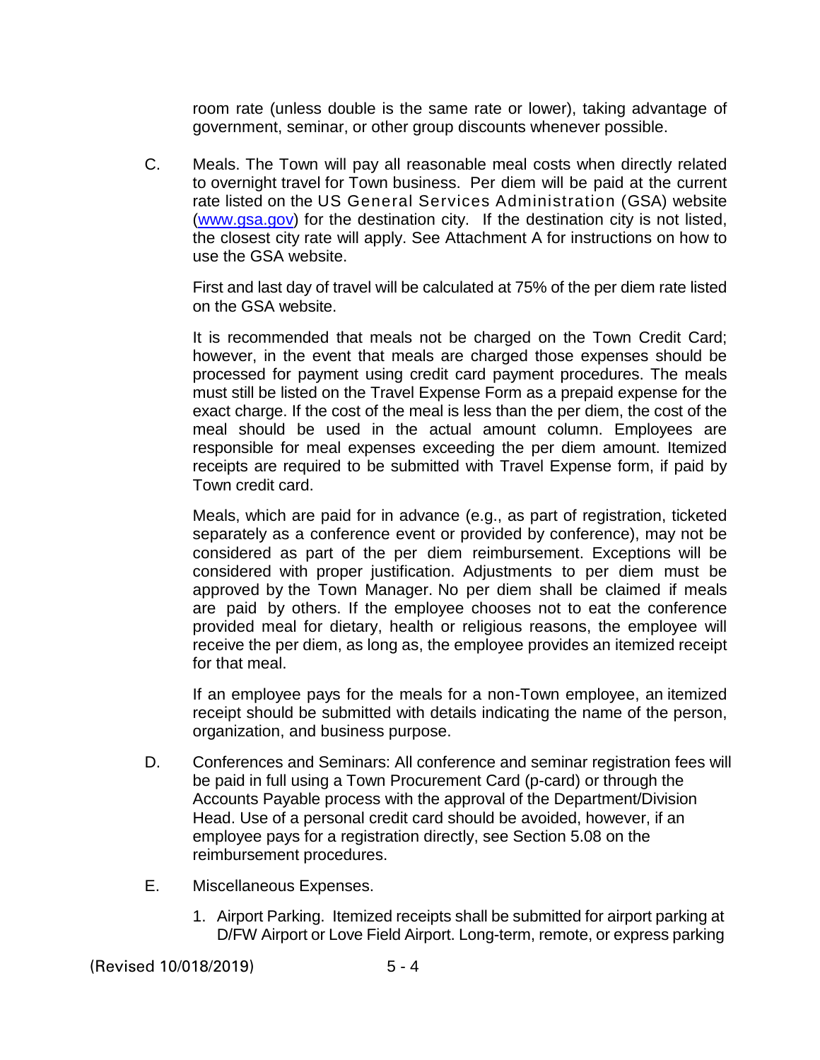room rate (unless double is the same rate or lower), taking advantage of government, seminar, or other group discounts whenever possible.

C. Meals. The Town will pay all reasonable meal costs when directly related to overnight travel for Town business. Per diem will be paid at the current rate listed on the US General Services Administration (GSA) website ([www.gsa.gov](www.gsa.gov)) for the destination city. If the destination city is not listed, the closest city rate will apply. See Attachment A for instructions on how to use the GSA website.

   First and last day of travel will be calculated at 75% of the per diem rate listed on the GSA website.

   It is recommended that meals not be charged on the Town Credit Card; however, in the event that meals are charged those expenses should be processed for payment using credit card payment procedures. The meals must still be listed on the Travel Expense Form as a prepaid expense for the exact charge. If the cost of the meal is less than the per diem, the cost of the meal should be used in the actual amount column. Employees are responsible for meal expenses exceeding the per diem amount. Itemized receipts are required to be submitted with Travel Expense form, if paid by Town credit card.

   Meals, which are paid for in advance (e.g., as part of registration, ticketed separately as a conference event or provided by conference), may not be considered as part of the per diem reimbursement. Exceptions will be considered with proper justification. Adjustments to per diem must be approved by the Town Manager. No per diem shall be claimed if meals are paid by others. If the employee chooses not to eat the conference provided meal for dietary, health or religious reasons, the employee will receive the per diem, as long as, the employee provides an itemized receipt for that meal.

   If an employee pays for the meals for a non-Town employee, an itemized receipt should be submitted with details indicating the name of the person, organization, and business purpose.

D. Conferences and Seminars: All conference and seminar registration fees will be paid in full using a Town Procurement Card (p-card) or through the Accounts Payable process with the approval of the Department/Division Head. Use of a personal credit card should be avoided, however, if an employee pays for a registration directly, see Section 5.08 on the reimbursement procedures.

E. Miscellaneous Expenses.

   1. Airport Parking. Itemized receipts shall be submitted for airport parking at D/FW Airport or Love Field Airport. Long-term, remote, or express parking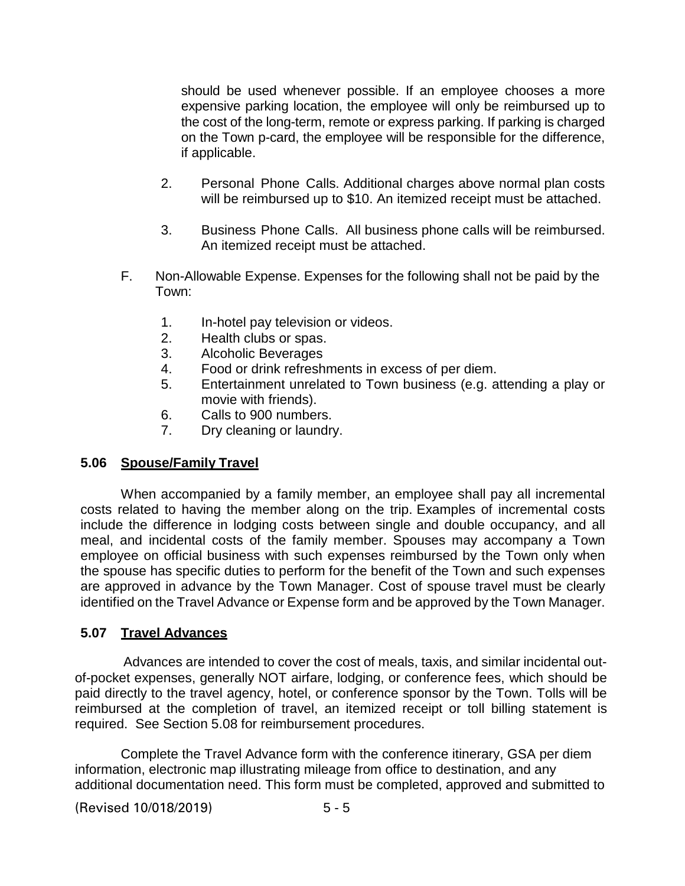should be used whenever possible. If an employee chooses a more expensive parking location, the employee will only be reimbursed up to the cost of the long-term, remote or express parking. If parking is charged on the Town p-card, the employee will be responsible for the difference, if applicable.

2. Personal Phone Calls. Additional charges above normal plan costs will be reimbursed up to $10. An itemized receipt must be attached.

3. Business Phone Calls. All business phone calls will be reimbursed. An itemized receipt must be attached.

F. Non-Allowable Expense. Expenses for the following shall not be paid by the Town:

1. In-hotel pay television or videos.
2. Health clubs or spas.
3. Alcoholic Beverages
4. Food or drink refreshments in excess of per diem.
5. Entertainment unrelated to Town business (e.g. attending a play or movie with friends).
6. Calls to 900 numbers.
7. Dry cleaning or laundry.

## 5.06 Spouse/Family Travel

When accompanied by a family member, an employee shall pay all incremental costs related to having the member along on the trip. Examples of incremental costs include the difference in lodging costs between single and double occupancy, and all meal, and incidental costs of the family member. Spouses may accompany a Town employee on official business with such expenses reimbursed by the Town only when the spouse has specific duties to perform for the benefit of the Town and such expenses are approved in advance by the Town Manager. Cost of spouse travel must be clearly identified on the Travel Advance or Expense form and be approved by the Town Manager.

## 5.07 Travel Advances

Advances are intended to cover the cost of meals, taxis, and similar incidental out-of-pocket expenses, generally NOT airfare, lodging, or conference fees, which should be paid directly to the travel agency, hotel, or conference sponsor by the Town. Tolls will be reimbursed at the completion of travel, an itemized receipt or toll billing statement is required. See Section 5.08 for reimbursement procedures.

Complete the Travel Advance form with the conference itinerary, GSA per diem information, electronic map illustrating mileage from office to destination, and any additional documentation need. This form must be completed, approved and submitted to

(Revised 10/018/2019)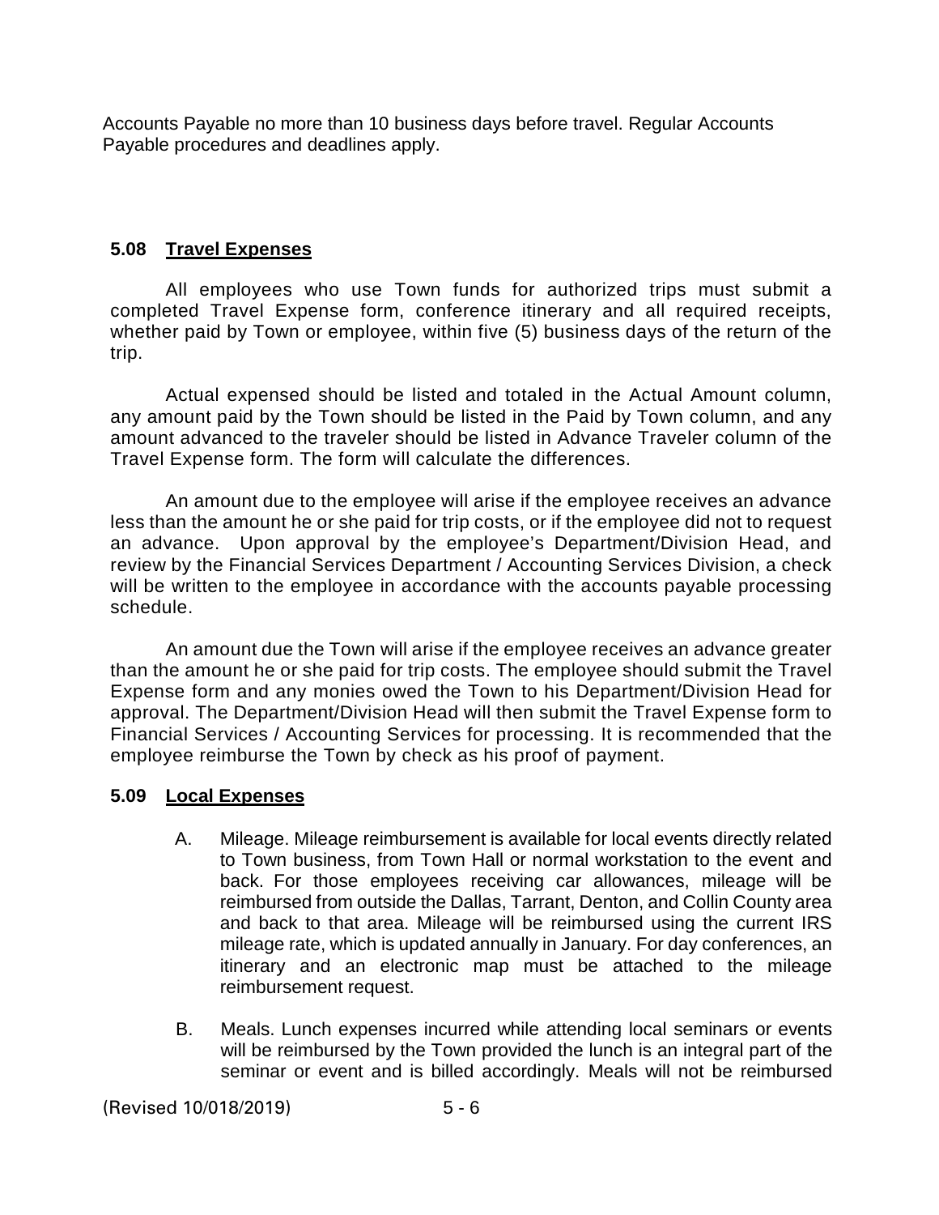Accounts Payable no more than 10 business days before travel. Regular Accounts Payable procedures and deadlines apply.

### 5.08 Travel Expenses

All employees who use Town funds for authorized trips must submit a completed Travel Expense form, conference itinerary and all required receipts, whether paid by Town or employee, within five (5) business days of the return of the trip.

Actual expensed should be listed and totaled in the Actual Amount column, any amount paid by the Town should be listed in the Paid by Town column, and any amount advanced to the traveler should be listed in Advance Traveler column of the Travel Expense form. The form will calculate the differences.

An amount due to the employee will arise if the employee receives an advance less than the amount he or she paid for trip costs, or if the employee did not to request an advance. Upon approval by the employee's Department/Division Head, and review by the Financial Services Department / Accounting Services Division, a check will be written to the employee in accordance with the accounts payable processing schedule.

An amount due the Town will arise if the employee receives an advance greater than the amount he or she paid for trip costs. The employee should submit the Travel Expense form and any monies owed the Town to his Department/Division Head for approval. The Department/Division Head will then submit the Travel Expense form to Financial Services / Accounting Services for processing. It is recommended that the employee reimburse the Town by check as his proof of payment.

### 5.09 Local Expenses

A. Mileage. Mileage reimbursement is available for local events directly related to Town business, from Town Hall or normal workstation to the event and back. For those employees receiving car allowances, mileage will be reimbursed from outside the Dallas, Tarrant, Denton, and Collin County area and back to that area. Mileage will be reimbursed using the current IRS mileage rate, which is updated annually in January. For day conferences, an itinerary and an electronic map must be attached to the mileage reimbursement request.

B. Meals. Lunch expenses incurred while attending local seminars or events will be reimbursed by the Town provided the lunch is an integral part of the seminar or event and is billed accordingly. Meals will not be reimbursed

(Revised 10/018/2019)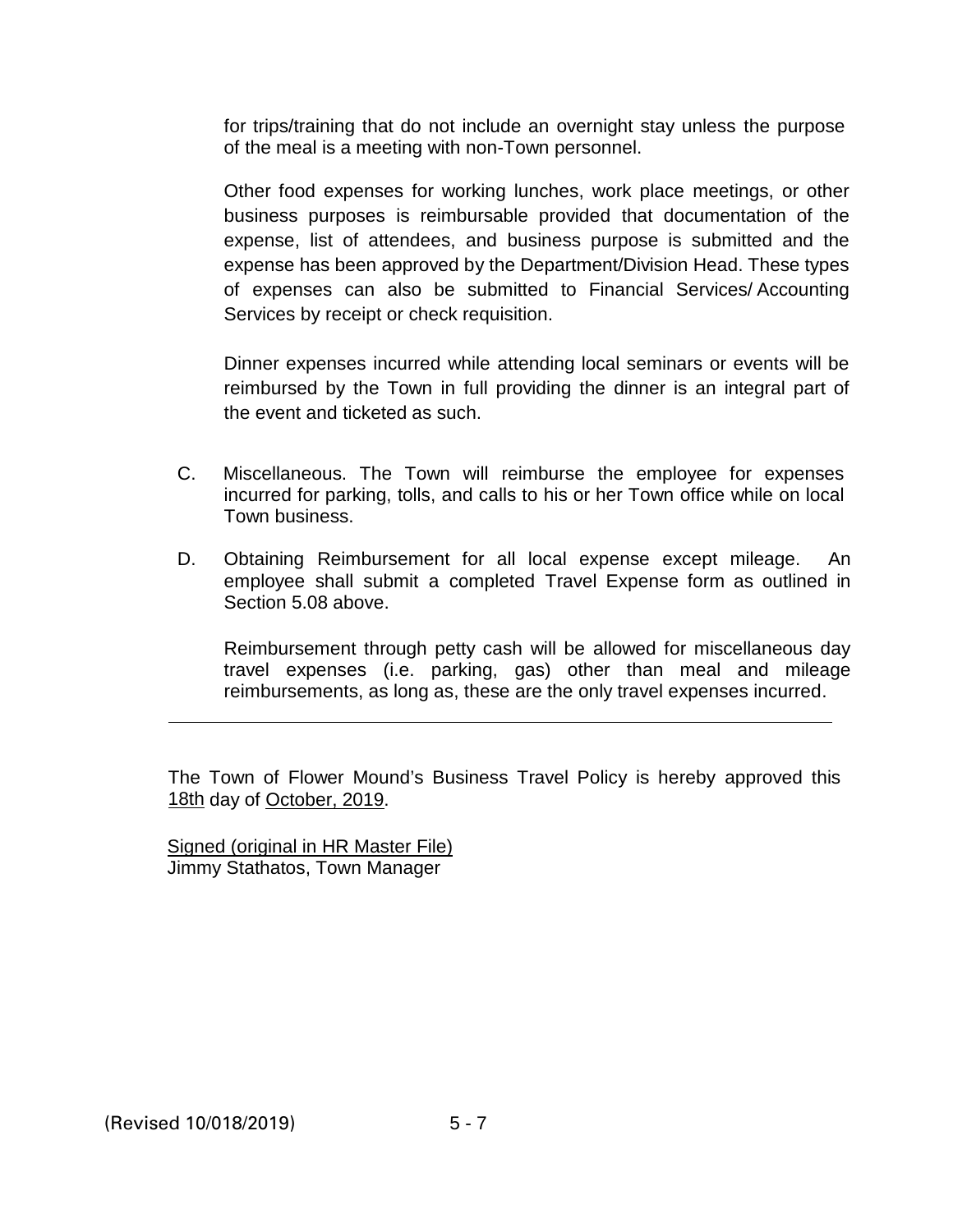for trips/training that do not include an overnight stay unless the purpose of the meal is a meeting with non-Town personnel.

Other food expenses for working lunches, work place meetings, or other business purposes is reimbursable provided that documentation of the expense, list of attendees, and business purpose is submitted and the expense has been approved by the Department/Division Head. These types of expenses can also be submitted to Financial Services/ Accounting Services by receipt or check requisition.

Dinner expenses incurred while attending local seminars or events will be reimbursed by the Town in full providing the dinner is an integral part of the event and ticketed as such.

C. Miscellaneous. The Town will reimburse the employee for expenses incurred for parking, tolls, and calls to his or her Town office while on local Town business.

D. Obtaining Reimbursement for all local expense except mileage. An employee shall submit a completed Travel Expense form as outlined in Section 5.08 above.

Reimbursement through petty cash will be allowed for miscellaneous day travel expenses (i.e. parking, gas) other than meal and mileage reimbursements, as long as, these are the only travel expenses incurred.

---

The Town of Flower Mound's Business Travel Policy is hereby approved this 18th day of October, 2019.

Signed (original in HR Master File)
Jimmy Stathatos, Town Manager

(Revised 10/018/2019)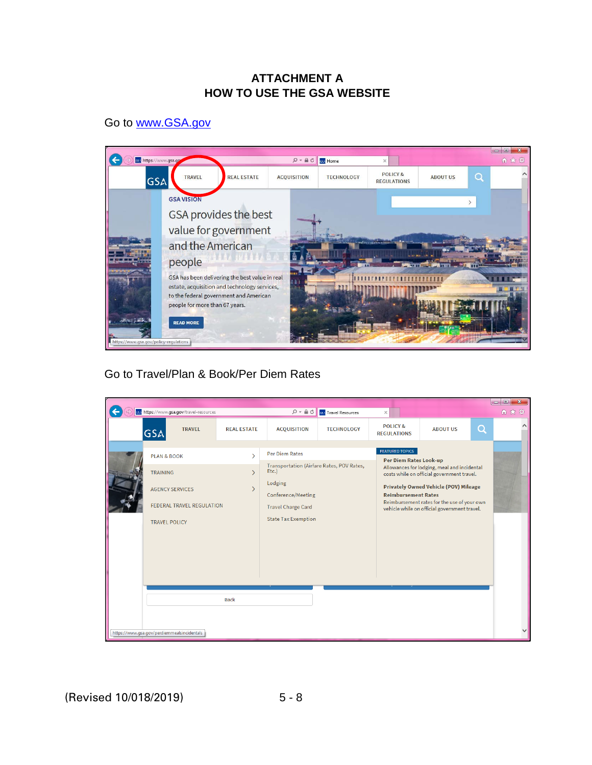# ATTACHMENT A
# HOW TO USE THE GSA WEBSITE

Go to [www.GSA.gov](http://www.GSA.gov)

Go to Travel/Plan & Book/Per Diem Rates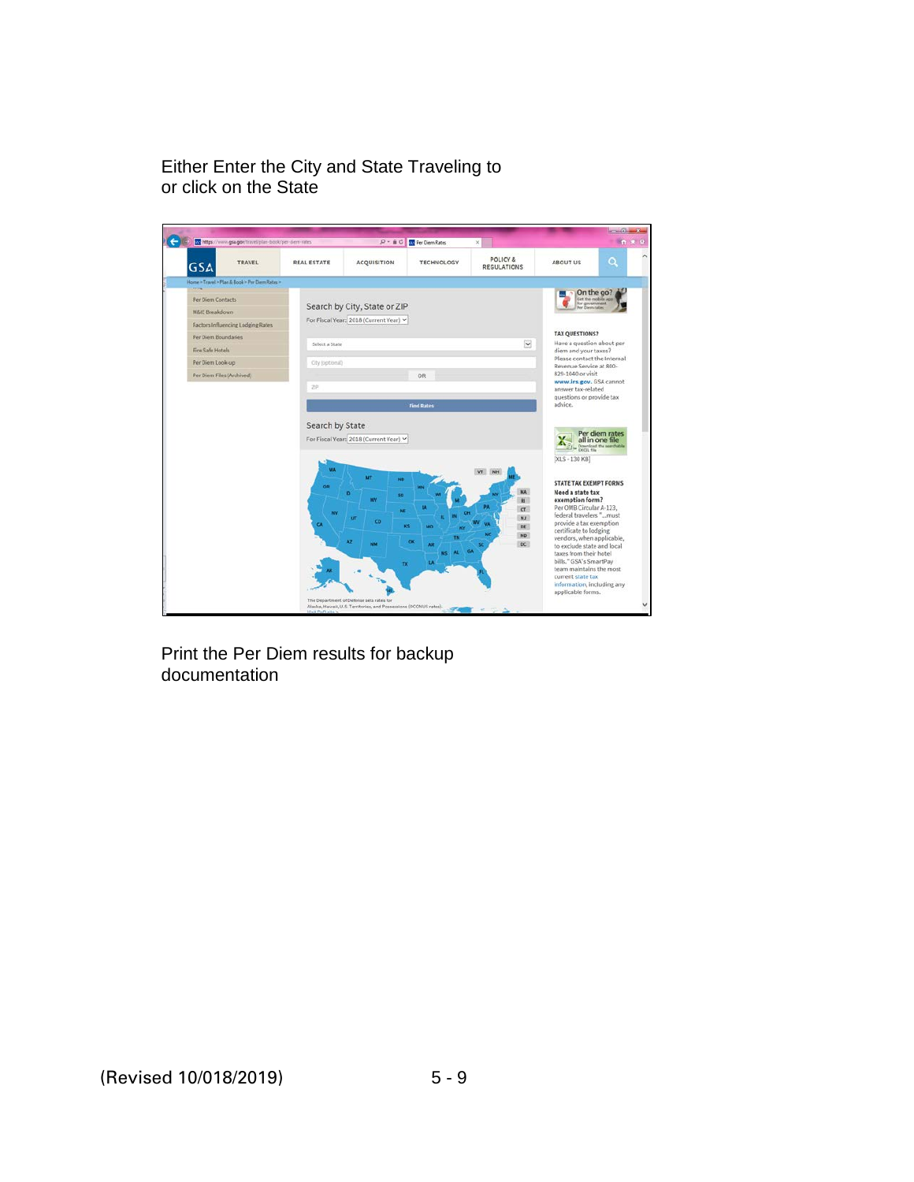Either Enter the City and State Traveling to or click on the State

Print the Per Diem results for backup documentation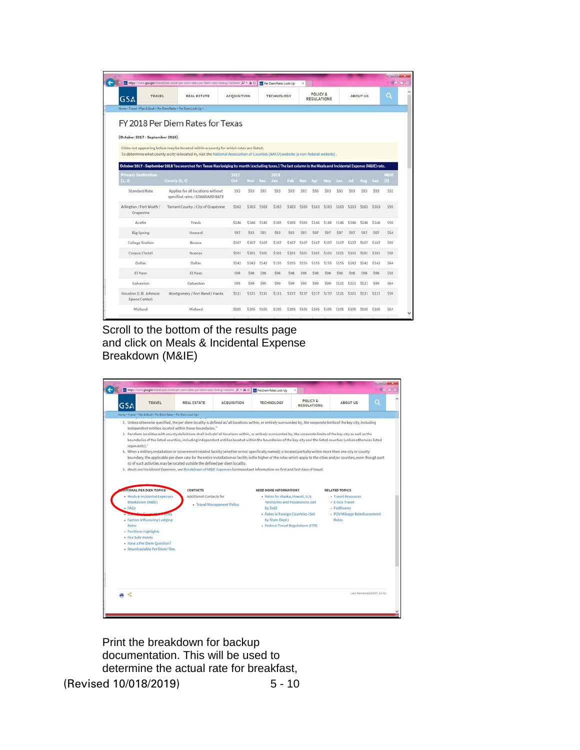# FY 2018 Per Diem Rates for Texas

(October 2017 - September 2018).

Cities not appearing below may be located within a county for which rates are listed.
To determine what county a city is located in, visit the National Association of Counties (NACO) website (a non-federal website).

October 2017 - September 2018 You searched for: Texas Max lodging by month (excluding taxes.) The last column is the Meals and Incidental Expense (M&IE) rate.

| Primary Destination (1, 2) | County (3, 4) | 2017 Oct | Nov | Dec | 2018 Jan | Feb | Mar | Apr | May | Jun | Jul | Aug | Sep | M&IE (5) |
|---|---|---|---|---|---|---|---|---|---|---|---|---|---|---|
| Standard Rate | Applies for all locations without specified rates / STANDARD RATE | $93 | $93 | $93 | $93 | $93 | $93 | $93 | $93 | $93 | $93 | $93 | $93 | $51 |
| Arlington / Fort Worth / Grapevine | Tarrant County / City of Grapevine | $163 | $163 | $163 | $163 | $163 | $163 | $163 | $163 | $163 | $163 | $163 | $163 | $59 |
| Austin | Travis | $146 | $146 | $146 | $165 | $165 | $165 | $146 | $146 | $146 | $146 | $146 | $146 | $59 |
| Big Spring | Howard | $97 | $93 | $93 | $93 | $93 | $93 | $97 | $97 | $97 | $97 | $97 | $97 | $54 |
| College Station | Brazos | $107 | $107 | $107 | $107 | $107 | $107 | $107 | $107 | $107 | $107 | $107 | $107 | $59 |
| Corpus Christi | Nueces | $101 | $101 | $101 | $101 | $101 | $101 | $101 | $101 | $101 | $101 | $101 | $101 | $59 |
| Dallas | Dallas | $142 | $142 | $142 | $155 | $155 | $155 | $155 | $155 | $155 | $142 | $142 | $142 | $64 |
| El Paso | El Paso | $98 | $98 | $98 | $98 | $98 | $98 | $98 | $98 | $98 | $98 | $98 | $98 | $59 |
| Galveston | Galveston | $99 | $99 | $99 | $99 | $99 | $99 | $99 | $99 | $121 | $121 | $121 | $99 | $64 |
| Houston (L.B. Johnson Space Center) | Montgomery / Fort Bend / Harris | $121 | $121 | $121 | $121 | $137 | $137 | $137 | $137 | $121 | $121 | $121 | $121 | $59 |
| Midland | Midland | $105 | $105 | $105 | $105 | $105 | $105 | $105 | $105 | $105 | $105 | $105 | $105 | $64 |

Scroll to the bottom of the results page and click on Meals & Incidental Expense Breakdown (M&IE)

2. Unless otherwise specified, the per diem locality is defined as "all locations within, or entirely surrounded by, the corporate limits of the key city, including independent entities located within those boundaries."
3. Per diem localities with county definitions shall include "all locations within, or entirely surrounded by, the corporate limits of the key city as well as the boundaries of the listed counties, including independent entities located within the boundaries of the key city and the listed counties (unless otherwise listed separately)."
4. When a military installation or Government-related facility (whether or not specifically named) is located partially within more than one city or county boundary, the applicable per diem rate for the entire installation or facility is the higher of the rates which apply to the cities and/or counties, even though part(s) of such activities may be located outside the defined per diem locality.
5. Meals and Incidental Expenses, see Breakdown of M&IE Expenses for important information on first and last days of travel.

**ADDITIONAL PER DIEM TOPICS**
- Meals & Incidental Expenses Breakdown (M&IE)
- FAQs
- State Tax Exemption Forms
- Factors Influencing Lodging Rates
- Per Diem Highlights
- Fire Safe Hotels
- Have a Per Diem Question?
- Downloadable Per Diem Files

**CONTACTS**
Additional Contacts for
- Travel Management Policy

**NEED MORE INFORMATION?**
- Rates for Alaska, Hawaii, U.S. Territories and Possessions (set by DoD)
- Rates in Foreign Countries (Set by State Dept.)
- Federal Travel Regulations (FTR)

**RELATED TOPICS**
- Travel Resources
- E-Gov Travel
- FedRooms
- POV Mileage Reimbursement Rates

Last Reviewed 2017-10-02

Print the breakdown for backup documentation. This will be used to determine the actual rate for breakfast,

(Revised 10/018/2019)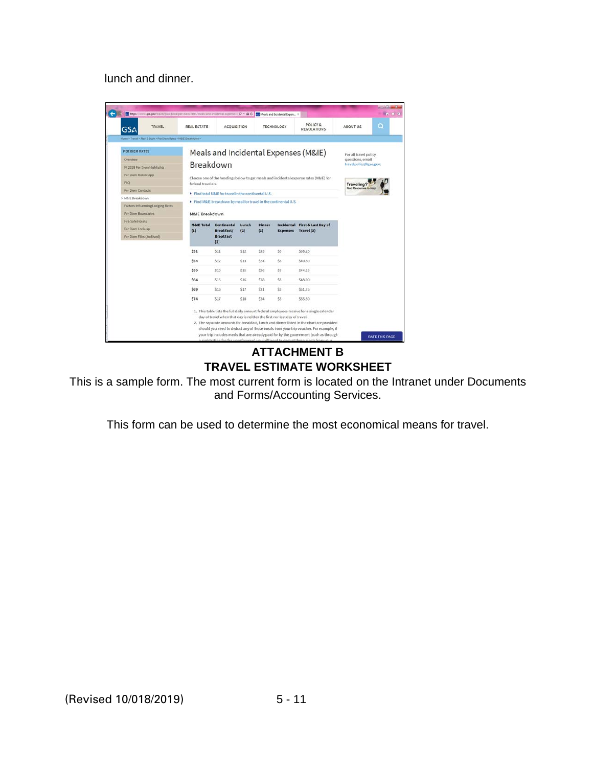lunch and dinner.

## Meals and Incidental Expenses (M&IE) Breakdown

Choose one of the headings below to get meals and incidental expense rates (M&IE) for federal travelers.

- Find total M&IE for travel in the continental U.S.
- Find M&IE breakdown by meal for travel in the continental U.S.

### M&IE Breakdown

| M&IE Total (1) | Continental Breakfast/ Breakfast (2) | Lunch (2) | Dinner (2) | Incidental Expenses | First & Last Day of Travel (3) |
|---|---|---|---|---|---|
| $51 | $11 | $12 | $23 | $5 | $38.25 |
| $54 | $12 | $13 | $24 | $5 | $40.50 |
| $59 | $13 | $15 | $26 | $5 | $44.25 |
| $64 | $15 | $16 | $28 | $5 | $48.00 |
| $69 | $16 | $17 | $31 | $5 | $51.75 |
| $74 | $17 | $18 | $34 | $5 | $55.50 |

1. This table lists the full daily amount federal employees receive for a single calendar day of travel when that day is neither the first nor last day of travel.
2. The separate amounts for breakfast, lunch and dinner listed in the chart are provided should you need to deduct any of those meals from your trip voucher. For example, if your trip includes meals that are already paid for by the government (such as through a registration fee for a conference), you will need to deduct those meals from your

# ATTACHMENT B
# TRAVEL ESTIMATE WORKSHEET

This is a sample form. The most current form is located on the Intranet under Documents and Forms/Accounting Services.

This form can be used to determine the most economical means for travel.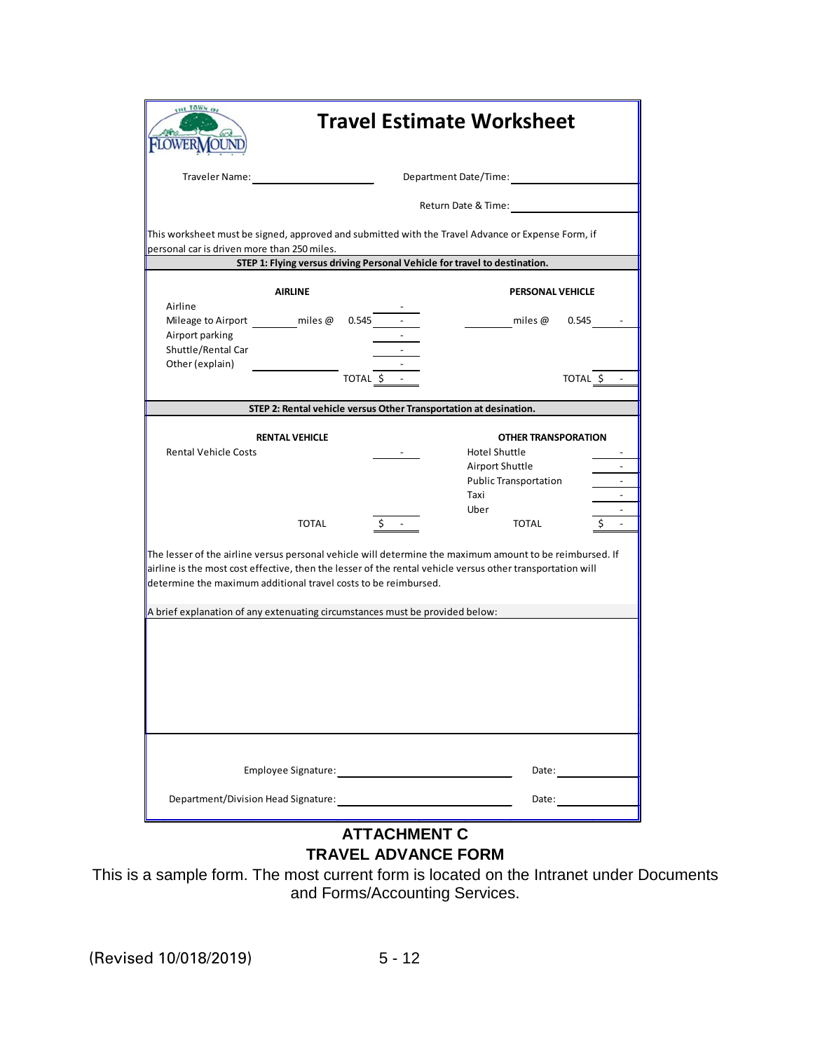# Travel Estimate Worksheet

Traveler Name: ____________________ Department Date/Time: ____________________

Return Date & Time: ____________________

This worksheet must be signed, approved and submitted with the Travel Advance or Expense Form, if personal car is driven more than 250 miles.

**STEP 1: Flying versus driving Personal Vehicle for travel to destination.**

| **AIRLINE** | | | | **PERSONAL VEHICLE** | | |
|---|---|---|---|---|---|---|
| Airline | | | - | | | |
| Mileage to Airport | ______ miles @ | 0.545 | - | ______ miles @ | 0.545 | - |
| Airport parking | | | - | | | |
| Shuttle/Rental Car | | | - | | | |
| Other (explain) | ____________ | | - | | | |
| | | TOTAL | $ - | | TOTAL | $ - |

**STEP 2: Rental vehicle versus Other Transportation at desination.**

| **RENTAL VEHICLE** | | **OTHER TRANSPORATION** | |
|---|---|---|---|
| Rental Vehicle Costs | - | Hotel Shuttle | - |
| | | Airport Shuttle | - |
| | | Public Transportation | - |
| | | Taxi | - |
| | | Uber | - |
| TOTAL | $ - | TOTAL | $ - |

The lesser of the airline versus personal vehicle will determine the maximum amount to be reimbursed. If airline is the most cost effective, then the lesser of the rental vehicle versus other transportation will determine the maximum additional travel costs to be reimbursed.

A brief explanation of any extenuating circumstances must be provided below:

Employee Signature: ______________________________ Date: __________

Department/Division Head Signature: ______________________________ Date: __________

## ATTACHMENT C
## TRAVEL ADVANCE FORM

This is a sample form. The most current form is located on the Intranet under Documents and Forms/Accounting Services.

(Revised 10/018/2019)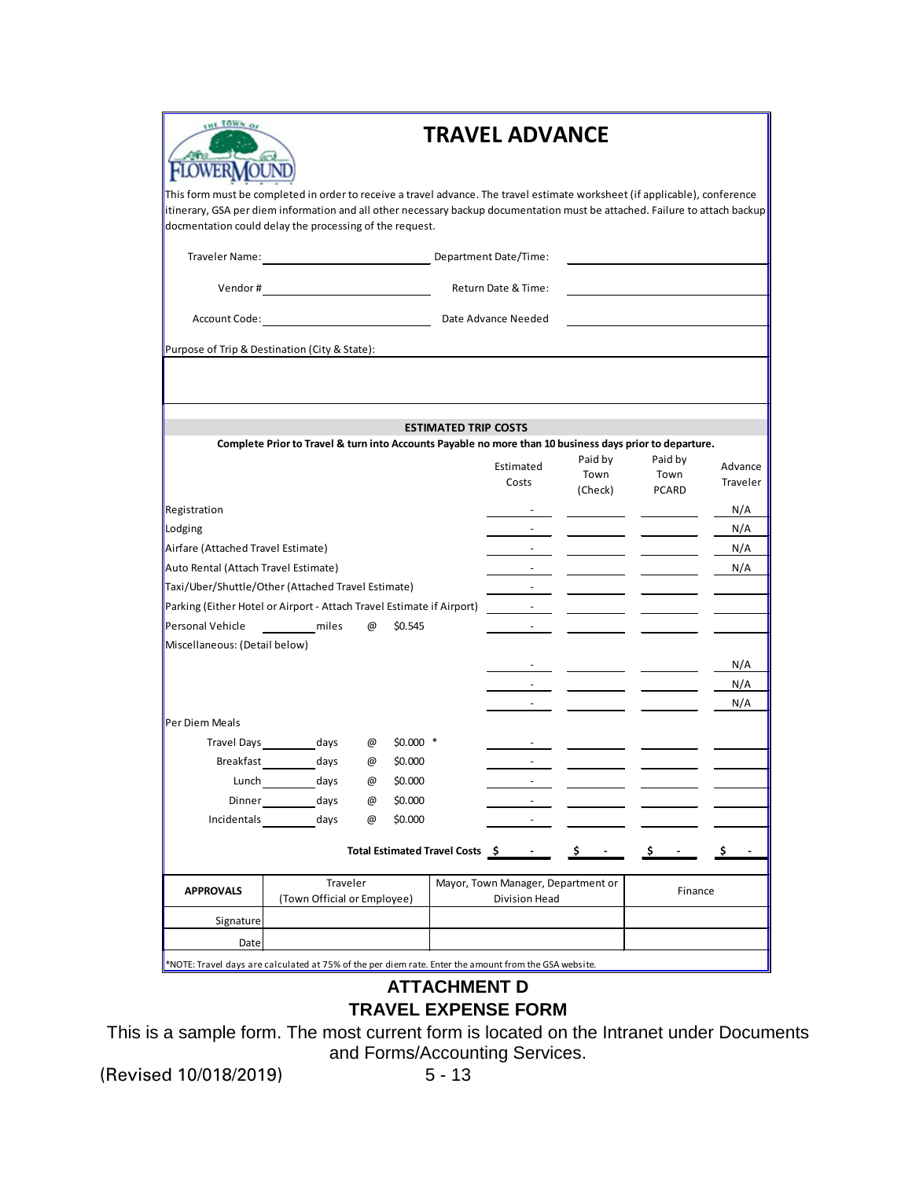# TRAVEL ADVANCE

This form must be completed in order to receive a travel advance. The travel estimate worksheet (if applicable), conference itinerary, GSA per diem information and all other necessary backup documentation must be attached. Failure to attach backup docmentation could delay the processing of the request.

| | | | |
|---|---|---|---|
| Traveler Name: | | Department Date/Time: | |
| Vendor # | | Return Date & Time: | |
| Account Code: | | Date Advance Needed | |

Purpose of Trip & Destination (City & State):

**ESTIMATED TRIP COSTS**

**Complete Prior to Travel & turn into Accounts Payable no more than 10 business days prior to departure.**

| | Estimated Costs | Paid by Town (Check) | Paid by Town PCARD | Advance Traveler |
|---|---|---|---|---|
| Registration | - | | | N/A |
| Lodging | - | | | N/A |
| Airfare (Attached Travel Estimate) | - | | | N/A |
| Auto Rental (Attach Travel Estimate) | - | | | N/A |
| Taxi/Uber/Shuttle/Other (Attached Travel Estimate) | - | | | |
| Parking (Either Hotel or Airport - Attach Travel Estimate if Airport) | - | | | |
| Personal Vehicle ______ miles @ $0.545 | - | | | |
| Miscellaneous: (Detail below) | | | | |
| | - | | | N/A |
| | - | | | N/A |
| | - | | | N/A |
| Per Diem Meals | | | | |
| Travel Days ______ days @ $0.000 * | - | | | |
| Breakfast ______ days @ $0.000 | - | | | |
| Lunch ______ days @ $0.000 | - | | | |
| Dinner ______ days @ $0.000 | - | | | |
| Incidentals ______ days @ $0.000 | - | | | |
| **Total Estimated Travel Costs** | $ - | $ - | $ - | $ - |

| APPROVALS | Traveler (Town Official or Employee) | Mayor, Town Manager, Department or Division Head | Finance |
|---|---|---|---|
| Signature | | | |
| Date | | | |

*NOTE: Travel days are calculated at 75% of the per diem rate. Enter the amount from the GSA website.

## ATTACHMENT D
## TRAVEL EXPENSE FORM

This is a sample form. The most current form is located on the Intranet under Documents and Forms/Accounting Services.

(Revised 10/018/2019)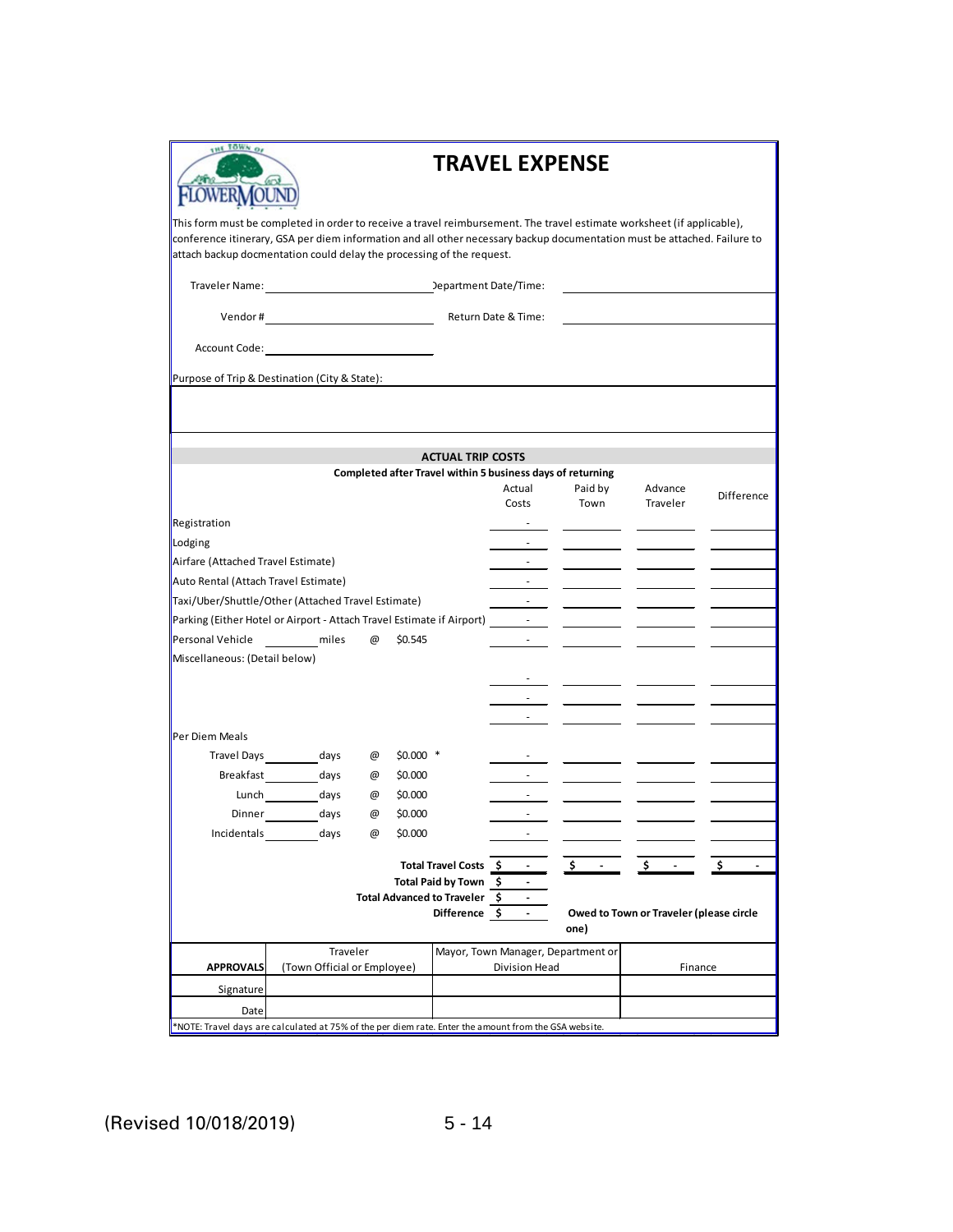# TRAVEL EXPENSE

This form must be completed in order to receive a travel reimbursement. The travel estimate worksheet (if applicable), conference itinerary, GSA per diem information and all other necessary backup documentation must be attached. Failure to attach backup docmentation could delay the processing of the request.

Traveler Name: ______________________ Department Date/Time: ______________________

Vendor # ______________________ Return Date & Time: ______________________

Account Code: ______________________

Purpose of Trip & Destination (City & State):

## ACTUAL TRIP COSTS

**Completed after Travel within 5 business days of returning**

| | Actual Costs | Paid by Town | Advance Traveler | Difference |
|---|---|---|---|---|
| Registration | - | | | |
| Lodging | - | | | |
| Airfare (Attached Travel Estimate) | - | | | |
| Auto Rental (Attach Travel Estimate) | - | | | |
| Taxi/Uber/Shuttle/Other (Attached Travel Estimate) | - | | | |
| Parking (Either Hotel or Airport - Attach Travel Estimate if Airport) | - | | | |
| Personal Vehicle ______ miles @ $0.545 | - | | | |
| Miscellaneous: (Detail below) | | | | |
| | - | | | |
| | - | | | |
| | - | | | |
| Per Diem Meals | | | | |
| Travel Days ______ days @ $0.000 * | - | | | |
| Breakfast ______ days @ $0.000 | - | | | |
| Lunch ______ days @ $0.000 | - | | | |
| Dinner ______ days @ $0.000 | - | | | |
| Incidentals ______ days @ $0.000 | - | | | |
| **Total Travel Costs** | $ - | $ - | $ - | $ - |
| **Total Paid by Town** | $ - | | | |
| **Total Advanced to Traveler** | $ - | | | |
| **Difference** | $ - | **Owed to Town or Traveler (please circle one)** | | |

| **APPROVALS** | Traveler (Town Official or Employee) | Mayor, Town Manager, Department or Division Head | Finance |
|---|---|---|---|
| Signature | | | |
| Date | | | |

*NOTE: Travel days are calculated at 75% of the per diem rate. Enter the amount from the GSA website.

(Revised 10/018/2019)